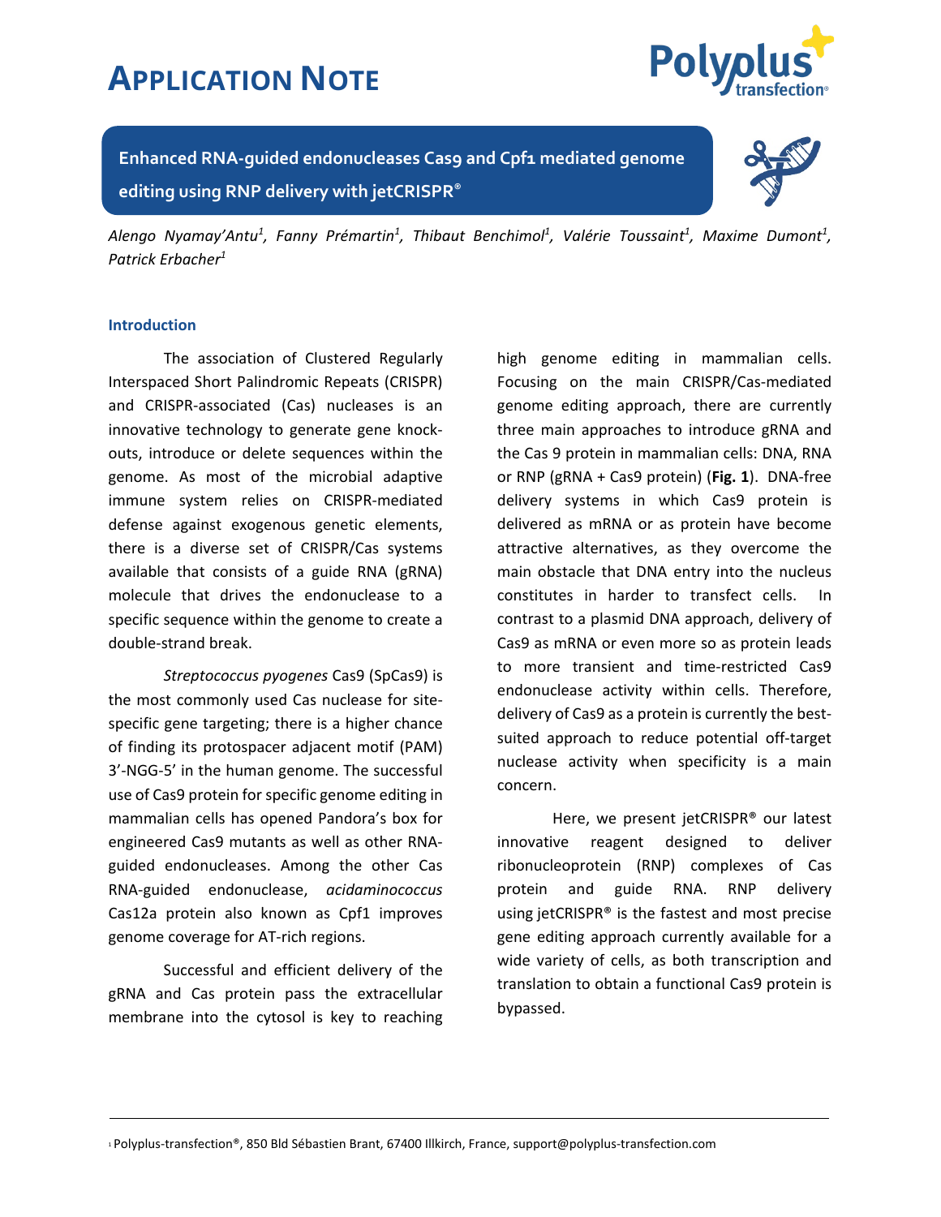# APPLICATION NOTE

## Enhanced RNA-guided endonucleases Cas9 and Cpf1 mediated genome editing using RNP delivery with jetCRISPR®

*Alengo Nyamay'Antu[1], Fanny Prémartin[1], Thibaut Benchimol[1], Valérie Toussaint[1], Maxime Dumont[1], Patrick Erbacher[1]*

### Introduction

The association of Clustered Regularly Interspaced Short Palindromic Repeats (CRISPR) and CRISPR-associated (Cas) nucleases is an innovative technology to generate gene knock-outs, introduce or delete sequences within the genome. As most of the microbial adaptive immune system relies on CRISPR-mediated defense against exogenous genetic elements, there is a diverse set of CRISPR/Cas systems available that consists of a guide RNA (gRNA) molecule that drives the endonuclease to a specific sequence within the genome to create a double-strand break.

*Streptococcus pyogenes* Cas9 (SpCas9) is the most commonly used Cas nuclease for site-specific gene targeting; there is a higher chance of finding its protospacer adjacent motif (PAM) 3'-NGG-5' in the human genome. The successful use of Cas9 protein for specific genome editing in mammalian cells has opened Pandora's box for engineered Cas9 mutants as well as other RNA-guided endonucleases. Among the other Cas RNA-guided endonuclease, *acidaminococcus* Cas12a protein also known as Cpf1 improves genome coverage for AT-rich regions.

Successful and efficient delivery of the gRNA and Cas protein pass the extracellular membrane into the cytosol is key to reaching high genome editing in mammalian cells. Focusing on the main CRISPR/Cas-mediated genome editing approach, there are currently three main approaches to introduce gRNA and the Cas 9 protein in mammalian cells: DNA, RNA or RNP (gRNA + Cas9 protein) (**Fig. 1**). DNA-free delivery systems in which Cas9 protein is delivered as mRNA or as protein have become attractive alternatives, as they overcome the main obstacle that DNA entry into the nucleus constitutes in harder to transfect cells. In contrast to a plasmid DNA approach, delivery of Cas9 as mRNA or even more so as protein leads to more transient and time-restricted Cas9 endonuclease activity within cells. Therefore, delivery of Cas9 as a protein is currently the best-suited approach to reduce potential off-target nuclease activity when specificity is a main concern.

Here, we present jetCRISPR® our latest innovative reagent designed to deliver ribonucleoprotein (RNP) complexes of Cas protein and guide RNA. RNP delivery using jetCRISPR® is the fastest and most precise gene editing approach currently available for a wide variety of cells, as both transcription and translation to obtain a functional Cas9 protein is bypassed.

[1] Polyplus-transfection®, 850 Bld Sébastien Brant, 67400 Illkirch, France, support@polyplus-transfection.com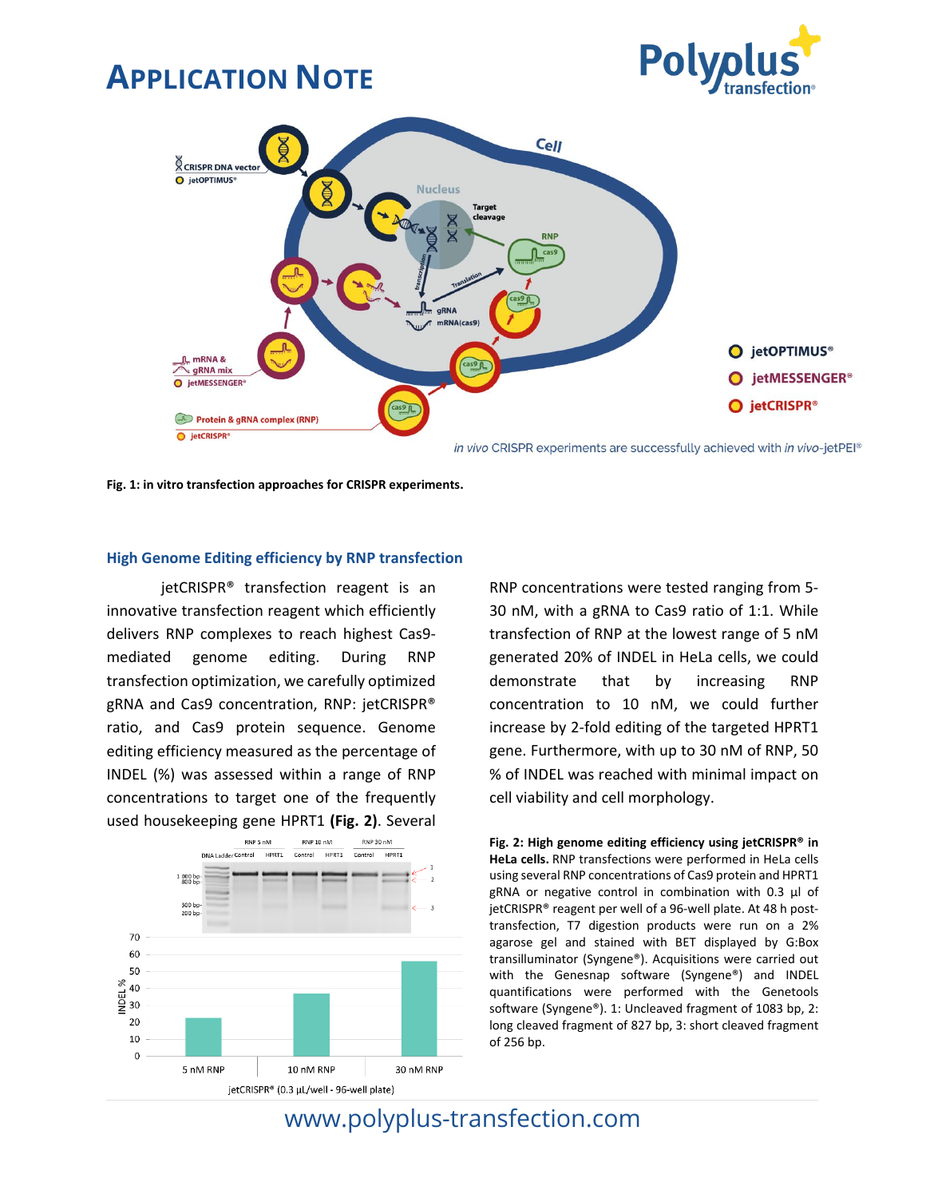# Application Note

Fig. 1: in vitro transfection approaches for CRISPR experiments.

## High Genome Editing efficiency by RNP transfection

jetCRISPR® transfection reagent is an innovative transfection reagent which efficiently delivers RNP complexes to reach highest Cas9-mediated genome editing. During RNP transfection optimization, we carefully optimized gRNA and Cas9 concentration, RNP: jetCRISPR® ratio, and Cas9 protein sequence. Genome editing efficiency measured as the percentage of INDEL (%) was assessed within a range of RNP concentrations to target one of the frequently used housekeeping gene HPRT1 **(Fig. 2)**. Several RNP concentrations were tested ranging from 5-30 nM, with a gRNA to Cas9 ratio of 1:1. While transfection of RNP at the lowest range of 5 nM generated 20% of INDEL in HeLa cells, we could demonstrate that by increasing RNP concentration to 10 nM, we could further increase by 2-fold editing of the targeted HPRT1 gene. Furthermore, with up to 30 nM of RNP, 50 % of INDEL was reached with minimal impact on cell viability and cell morphology.

**Fig. 2: High genome editing efficiency using jetCRISPR® in HeLa cells.** RNP transfections were performed in HeLa cells using several RNP concentrations of Cas9 protein and HPRT1 gRNA or negative control in combination with 0.3 µl of jetCRISPR® reagent per well of a 96-well plate. At 48 h post-transfection, T7 digestion products were run on a 2% agarose gel and stained with BET displayed by G:Box transilluminator (Syngene®). Acquisitions were carried out with the Genesnap software (Syngene®) and INDEL quantifications were performed with the Genetools software (Syngene®). 1: Uncleaved fragment of 1083 bp, 2: long cleaved fragment of 827 bp, 3: short cleaved fragment of 256 bp.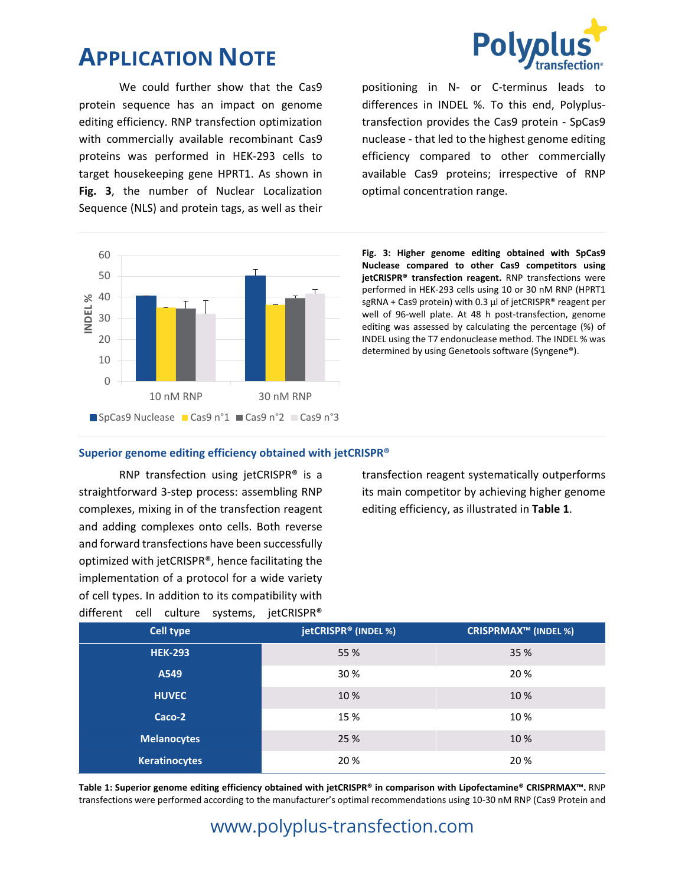We could further show that the Cas9 protein sequence has an impact on genome editing efficiency. RNP transfection optimization with commercially available recombinant Cas9 proteins was performed in HEK-293 cells to target housekeeping gene HPRT1. As shown in **Fig. 3**, the number of Nuclear Localization Sequence (NLS) and protein tags, as well as their positioning in N- or C-terminus leads to differences in INDEL %. To this end, Polyplus-transfection provides the Cas9 protein - SpCas9 nuclease - that led to the highest genome editing efficiency compared to other commercially available Cas9 proteins; irrespective of RNP optimal concentration range.

**Fig. 3: Higher genome editing obtained with SpCas9 Nuclease compared to other Cas9 competitors using jetCRISPR® transfection reagent.** RNP transfections were performed in HEK-293 cells using 10 or 30 nM RNP (HPRT1 sgRNA + Cas9 protein) with 0.3 µl of jetCRISPR® reagent per well of 96-well plate. At 48 h post-transfection, genome editing was assessed by calculating the percentage (%) of INDEL using the T7 endonuclease method. The INDEL % was determined by using Genetools software (Syngene®).

## Superior genome editing efficiency obtained with jetCRISPR®

RNP transfection using jetCRISPR® is a straightforward 3-step process: assembling RNP complexes, mixing in of the transfection reagent and adding complexes onto cells. Both reverse and forward transfections have been successfully optimized with jetCRISPR®, hence facilitating the implementation of a protocol for a wide variety of cell types. In addition to its compatibility with different cell culture systems, jetCRISPR® transfection reagent systematically outperforms its main competitor by achieving higher genome editing efficiency, as illustrated in **Table 1**.

| Cell type | jetCRISPR® (INDEL %) | CRISPRMAX™ (INDEL %) |
|---|---|---|
| **HEK-293** | 55 % | 35 % |
| **A549** | 30 % | 20 % |
| **HUVEC** | 10 % | 10 % |
| **Caco-2** | 15 % | 10 % |
| **Melanocytes** | 25 % | 10 % |
| **Keratinocytes** | 20 % | 20 % |

**Table 1: Superior genome editing efficiency obtained with jetCRISPR® in comparison with Lipofectamine® CRISPRMAX™.** RNP transfections were performed according to the manufacturer's optimal recommendations using 10-30 nM RNP (Cas9 Protein and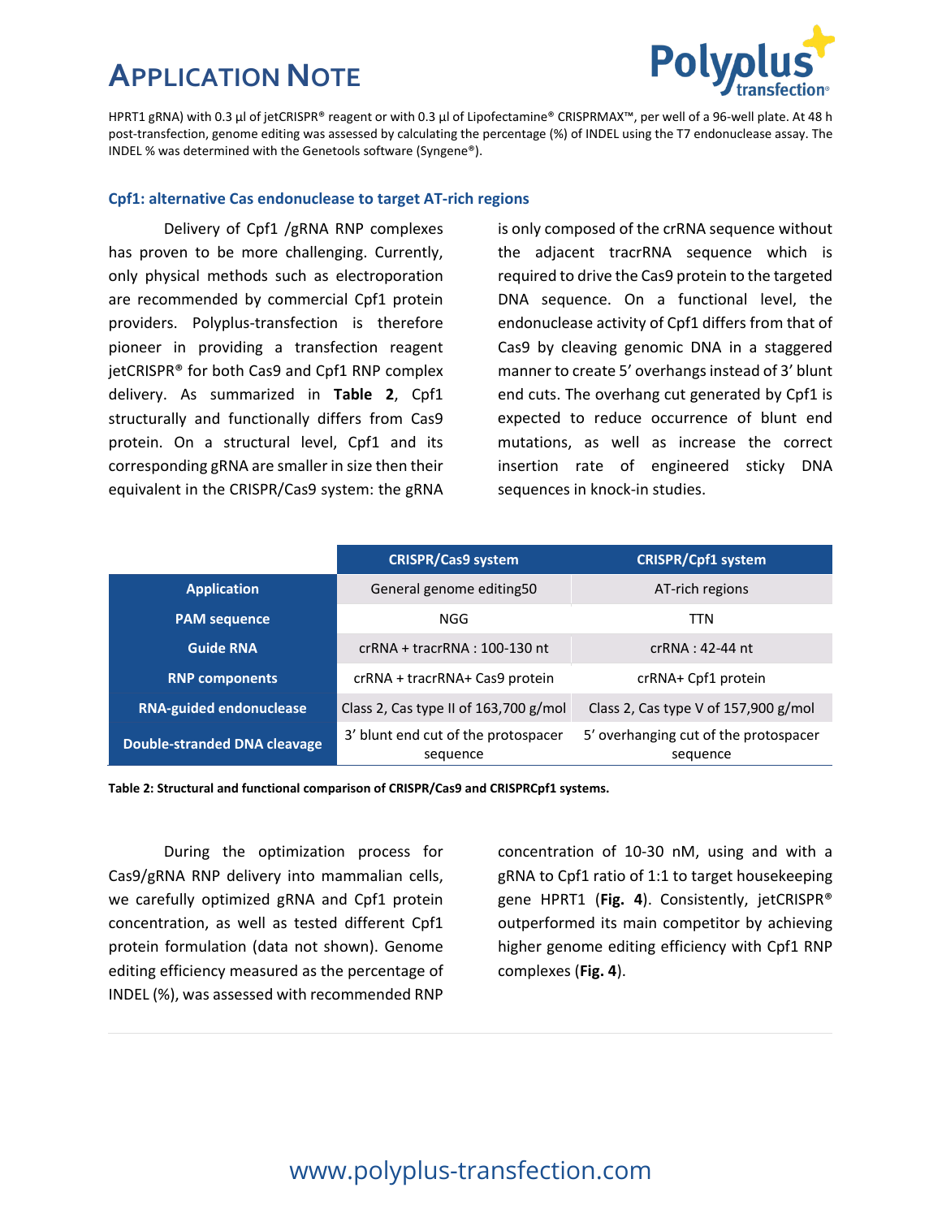HPRT1 gRNA) with 0.3 µl of jetCRISPR® reagent or with 0.3 µl of Lipofectamine® CRISPRMAX™, per well of a 96-well plate. At 48 h post-transfection, genome editing was assessed by calculating the percentage (%) of INDEL using the T7 endonuclease assay. The INDEL % was determined with the Genetools software (Syngene®).

### Cpf1: alternative Cas endonuclease to target AT-rich regions

Delivery of Cpf1 /gRNA RNP complexes has proven to be more challenging. Currently, only physical methods such as electroporation are recommended by commercial Cpf1 protein providers. Polyplus-transfection is therefore pioneer in providing a transfection reagent jetCRISPR® for both Cas9 and Cpf1 RNP complex delivery. As summarized in **Table 2**, Cpf1 structurally and functionally differs from Cas9 protein. On a structural level, Cpf1 and its corresponding gRNA are smaller in size then their equivalent in the CRISPR/Cas9 system: the gRNA is only composed of the crRNA sequence without the adjacent tracrRNA sequence which is required to drive the Cas9 protein to the targeted DNA sequence. On a functional level, the endonuclease activity of Cpf1 differs from that of Cas9 by cleaving genomic DNA in a staggered manner to create 5' overhangs instead of 3' blunt end cuts. The overhang cut generated by Cpf1 is expected to reduce occurrence of blunt end mutations, as well as increase the correct insertion rate of engineered sticky DNA sequences in knock-in studies.

| | CRISPR/Cas9 system | CRISPR/Cpf1 system |
|---|---|---|
| **Application** | General genome editing50 | AT-rich regions |
| **PAM sequence** | NGG | TTN |
| **Guide RNA** | crRNA + tracrRNA : 100-130 nt | crRNA : 42-44 nt |
| **RNP components** | crRNA + tracrRNA+ Cas9 protein | crRNA+ Cpf1 protein |
| **RNA-guided endonuclease** | Class 2, Cas type II of 163,700 g/mol | Class 2, Cas type V of 157,900 g/mol |
| **Double-stranded DNA cleavage** | 3' blunt end cut of the protospacer sequence | 5' overhanging cut of the protospacer sequence |

**Table 2: Structural and functional comparison of CRISPR/Cas9 and CRISPRCpf1 systems.**

During the optimization process for Cas9/gRNA RNP delivery into mammalian cells, we carefully optimized gRNA and Cpf1 protein concentration, as well as tested different Cpf1 protein formulation (data not shown). Genome editing efficiency measured as the percentage of INDEL (%), was assessed with recommended RNP concentration of 10-30 nM, using and with a gRNA to Cpf1 ratio of 1:1 to target housekeeping gene HPRT1 (**Fig. 4**). Consistently, jetCRISPR® outperformed its main competitor by achieving higher genome editing efficiency with Cpf1 RNP complexes (**Fig. 4**).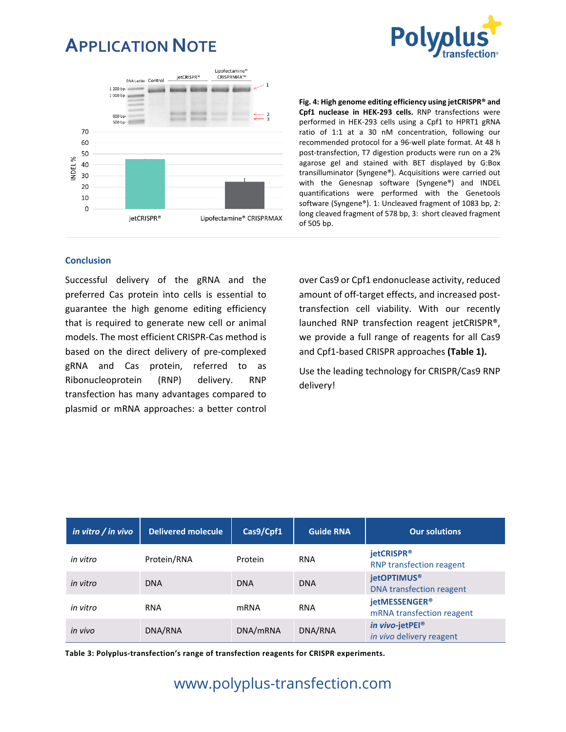Fig. 4: **High genome editing efficiency using jetCRISPR® and Cpf1 nuclease in HEK-293 cells.** RNP transfections were performed in HEK-293 cells using a Cpf1 to HPRT1 gRNA ratio of 1:1 at a 30 nM concentration, following our recommended protocol for a 96-well plate format. At 48 h post-transfection, T7 digestion products were run on a 2% agarose gel and stained with BET displayed by G:Box transilluminator (Syngene®). Acquisitions were carried out with the Genesnap software (Syngene®) and INDEL quantifications were performed with the Genetools software (Syngene®). 1: Uncleaved fragment of 1083 bp, 2: long cleaved fragment of 578 bp, 3: short cleaved fragment of 505 bp.

## Conclusion

Successful delivery of the gRNA and the preferred Cas protein into cells is essential to guarantee the high genome editing efficiency that is required to generate new cell or animal models. The most efficient CRISPR-Cas method is based on the direct delivery of pre-complexed gRNA and Cas protein, referred to as Ribonucleoprotein (RNP) delivery. RNP transfection has many advantages compared to plasmid or mRNA approaches: a better control over Cas9 or Cpf1 endonuclease activity, reduced amount of off-target effects, and increased post-transfection cell viability. With our recently launched RNP transfection reagent jetCRISPR®, we provide a full range of reagents for all Cas9 and Cpf1-based CRISPR approaches **(Table 1).**

Use the leading technology for CRISPR/Cas9 RNP delivery!

| *in vitro / in vivo* | Delivered molecule | Cas9/Cpf1 | Guide RNA | Our solutions |
|---|---|---|---|---|
| *in vitro* | Protein/RNA | Protein | RNA | **jetCRISPR®** RNP transfection reagent |
| *in vitro* | DNA | DNA | DNA | **jetOPTIMUS®** DNA transfection reagent |
| *in vitro* | RNA | mRNA | RNA | **jetMESSENGER®** mRNA transfection reagent |
| *in vivo* | DNA/RNA | DNA/mRNA | DNA/RNA | ***in vivo*-jetPEI®** *in vivo* delivery reagent |

**Table 3: Polyplus-transfection's range of transfection reagents for CRISPR experiments.**

www.polyplus-transfection.com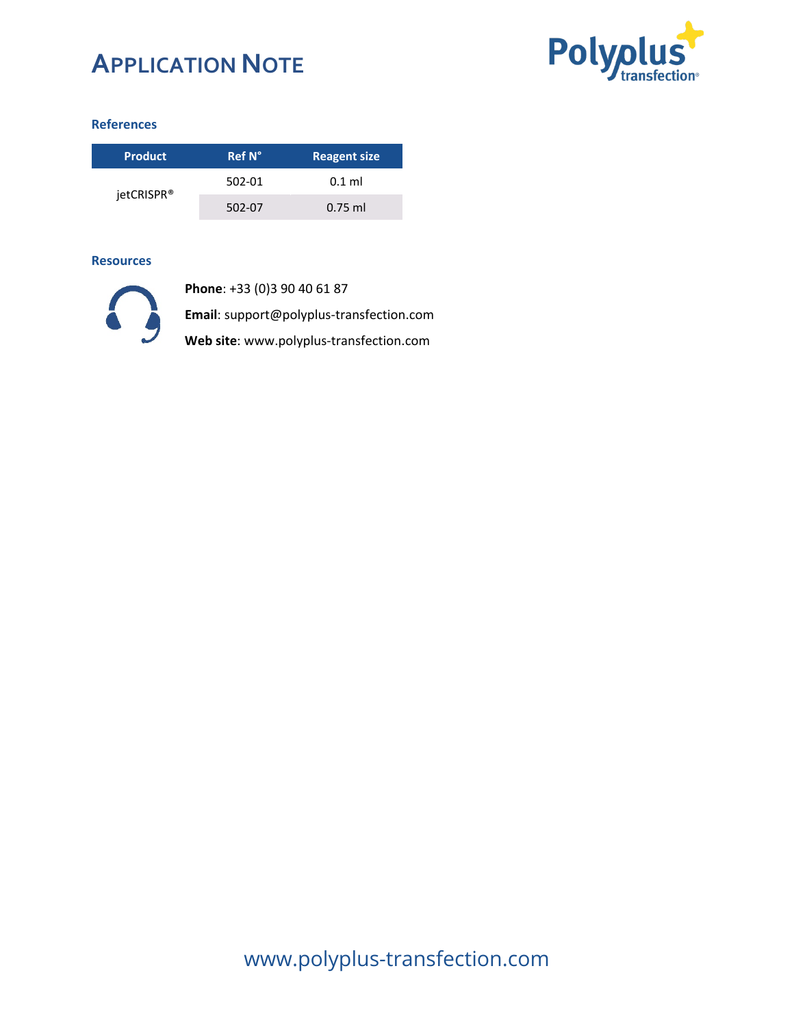### References

| Product | Ref N° | Reagent size |
|---|---|---|
| jetCRISPR® | 502-01 | 0.1 ml |
| | 502-07 | 0.75 ml |

### Resources

**Phone**: +33 (0)3 90 40 61 87

**Email**: support@polyplus-transfection.com

**Web site**: www.polyplus-transfection.com